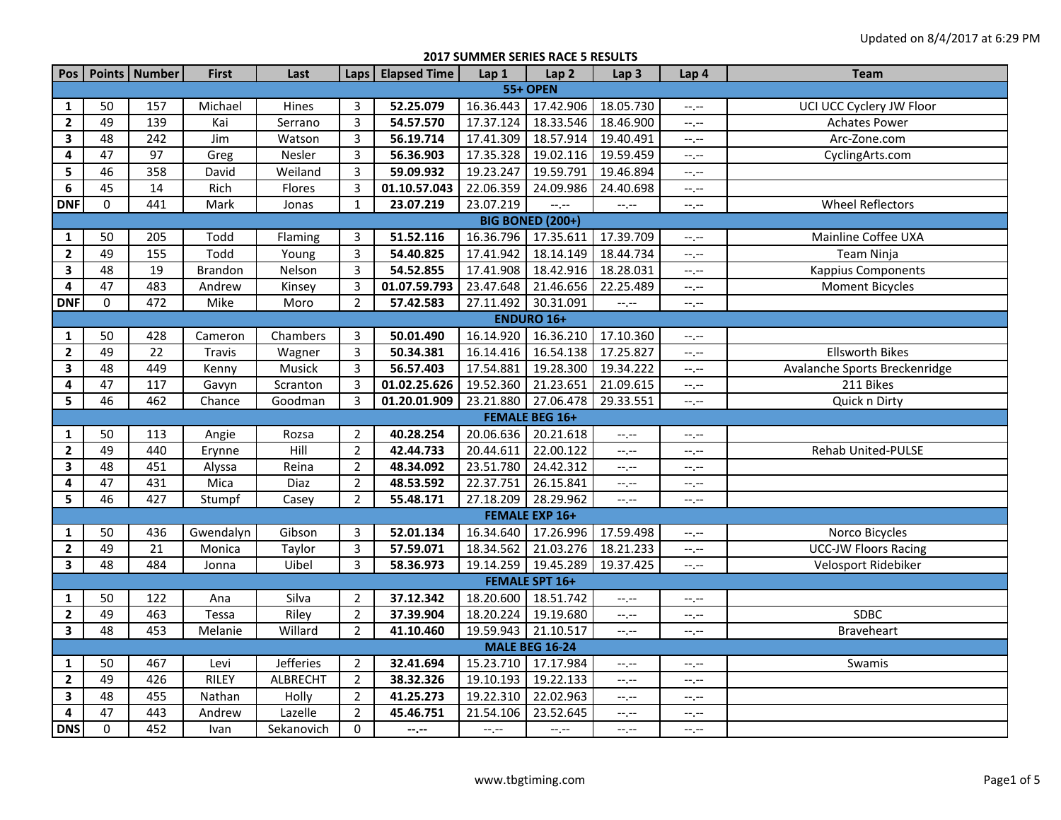Updated on 8/4/2017 at 6:29 PM

## 2017 SUMMER SERIES RACE 5 RESULTS

| Pos | Points | Number | First | Last | Laps | Elapsed Time | Lap 1 | Lap 2 | Lap 3 | Lap 4 | Team |
|---|---|---|---|---|---|---|---|---|---|---|---|
| **55+ OPEN** | | | | | | | | | | | |
| **1** | 50 | 157 | Michael | Hines | 3 | **52.25.079** | 16.36.443 | 17.42.906 | 18.05.730 | --.-- | UCI UCC Cyclery JW Floor |
| **2** | 49 | 139 | Kai | Serrano | 3 | **54.57.570** | 17.37.124 | 18.33.546 | 18.46.900 | --.-- | Achates Power |
| **3** | 48 | 242 | Jim | Watson | 3 | **56.19.714** | 17.41.309 | 18.57.914 | 19.40.491 | --.-- | Arc-Zone.com |
| **4** | 47 | 97 | Greg | Nesler | 3 | **56.36.903** | 17.35.328 | 19.02.116 | 19.59.459 | --.-- | CyclingArts.com |
| **5** | 46 | 358 | David | Weiland | 3 | **59.09.932** | 19.23.247 | 19.59.791 | 19.46.894 | --.-- | |
| **6** | 45 | 14 | Rich | Flores | 3 | **01.10.57.043** | 22.06.359 | 24.09.986 | 24.40.698 | --.-- | |
| **DNF** | 0 | 441 | Mark | Jonas | 1 | **23.07.219** | 23.07.219 | --.-- | --.-- | --.-- | Wheel Reflectors |
| **BIG BONED (200+)** | | | | | | | | | | | |
| **1** | 50 | 205 | Todd | Flaming | 3 | **51.52.116** | 16.36.796 | 17.35.611 | 17.39.709 | --.-- | Mainline Coffee UXA |
| **2** | 49 | 155 | Todd | Young | 3 | **54.40.825** | 17.41.942 | 18.14.149 | 18.44.734 | --.-- | Team Ninja |
| **3** | 48 | 19 | Brandon | Nelson | 3 | **54.52.855** | 17.41.908 | 18.42.916 | 18.28.031 | --.-- | Kappius Components |
| **4** | 47 | 483 | Andrew | Kinsey | 3 | **01.07.59.793** | 23.47.648 | 21.46.656 | 22.25.489 | --.-- | Moment Bicycles |
| **DNF** | 0 | 472 | Mike | Moro | 2 | **57.42.583** | 27.11.492 | 30.31.091 | --.-- | --.-- | |
| **ENDURO 16+** | | | | | | | | | | | |
| **1** | 50 | 428 | Cameron | Chambers | 3 | **50.01.490** | 16.14.920 | 16.36.210 | 17.10.360 | --.-- | |
| **2** | 49 | 22 | Travis | Wagner | 3 | **50.34.381** | 16.14.416 | 16.54.138 | 17.25.827 | --.-- | Ellsworth Bikes |
| **3** | 48 | 449 | Kenny | Musick | 3 | **56.57.403** | 17.54.881 | 19.28.300 | 19.34.222 | --.-- | Avalanche Sports Breckenridge |
| **4** | 47 | 117 | Gavyn | Scranton | 3 | **01.02.25.626** | 19.52.360 | 21.23.651 | 21.09.615 | --.-- | 211 Bikes |
| **5** | 46 | 462 | Chance | Goodman | 3 | **01.20.01.909** | 23.21.880 | 27.06.478 | 29.33.551 | --.-- | Quick n Dirty |
| **FEMALE BEG 16+** | | | | | | | | | | | |
| **1** | 50 | 113 | Angie | Rozsa | 2 | **40.28.254** | 20.06.636 | 20.21.618 | --.-- | --.-- | |
| **2** | 49 | 440 | Erynne | Hill | 2 | **42.44.733** | 20.44.611 | 22.00.122 | --.-- | --.-- | Rehab United-PULSE |
| **3** | 48 | 451 | Alyssa | Reina | 2 | **48.34.092** | 23.51.780 | 24.42.312 | --.-- | --.-- | |
| **4** | 47 | 431 | Mica | Diaz | 2 | **48.53.592** | 22.37.751 | 26.15.841 | --.-- | --.-- | |
| **5** | 46 | 427 | Stumpf | Casey | 2 | **55.48.171** | 27.18.209 | 28.29.962 | --.-- | --.-- | |
| **FEMALE EXP 16+** | | | | | | | | | | | |
| **1** | 50 | 436 | Gwendalyn | Gibson | 3 | **52.01.134** | 16.34.640 | 17.26.996 | 17.59.498 | --.-- | Norco Bicycles |
| **2** | 49 | 21 | Monica | Taylor | 3 | **57.59.071** | 18.34.562 | 21.03.276 | 18.21.233 | --.-- | UCC-JW Floors Racing |
| **3** | 48 | 484 | Jonna | Uibel | 3 | **58.36.973** | 19.14.259 | 19.45.289 | 19.37.425 | --.-- | Velosport Ridebiker |
| **FEMALE SPT 16+** | | | | | | | | | | | |
| **1** | 50 | 122 | Ana | Silva | 2 | **37.12.342** | 18.20.600 | 18.51.742 | --.-- | --.-- | |
| **2** | 49 | 463 | Tessa | Riley | 2 | **37.39.904** | 18.20.224 | 19.19.680 | --.-- | --.-- | SDBC |
| **3** | 48 | 453 | Melanie | Willard | 2 | **41.10.460** | 19.59.943 | 21.10.517 | --.-- | --.-- | Braveheart |
| **MALE BEG 16-24** | | | | | | | | | | | |
| **1** | 50 | 467 | Levi | Jefferies | 2 | **32.41.694** | 15.23.710 | 17.17.984 | --.-- | --.-- | Swamis |
| **2** | 49 | 426 | RILEY | ALBRECHT | 2 | **38.32.326** | 19.10.193 | 19.22.133 | --.-- | --.-- | |
| **3** | 48 | 455 | Nathan | Holly | 2 | **41.25.273** | 19.22.310 | 22.02.963 | --.-- | --.-- | |
| **4** | 47 | 443 | Andrew | Lazelle | 2 | **45.46.751** | 21.54.106 | 23.52.645 | --.-- | --.-- | |
| **DNS** | 0 | 452 | Ivan | Sekanovich | 0 | **--.--** | --.-- | --.-- | --.-- | --.-- | |

www.tbgtiming.com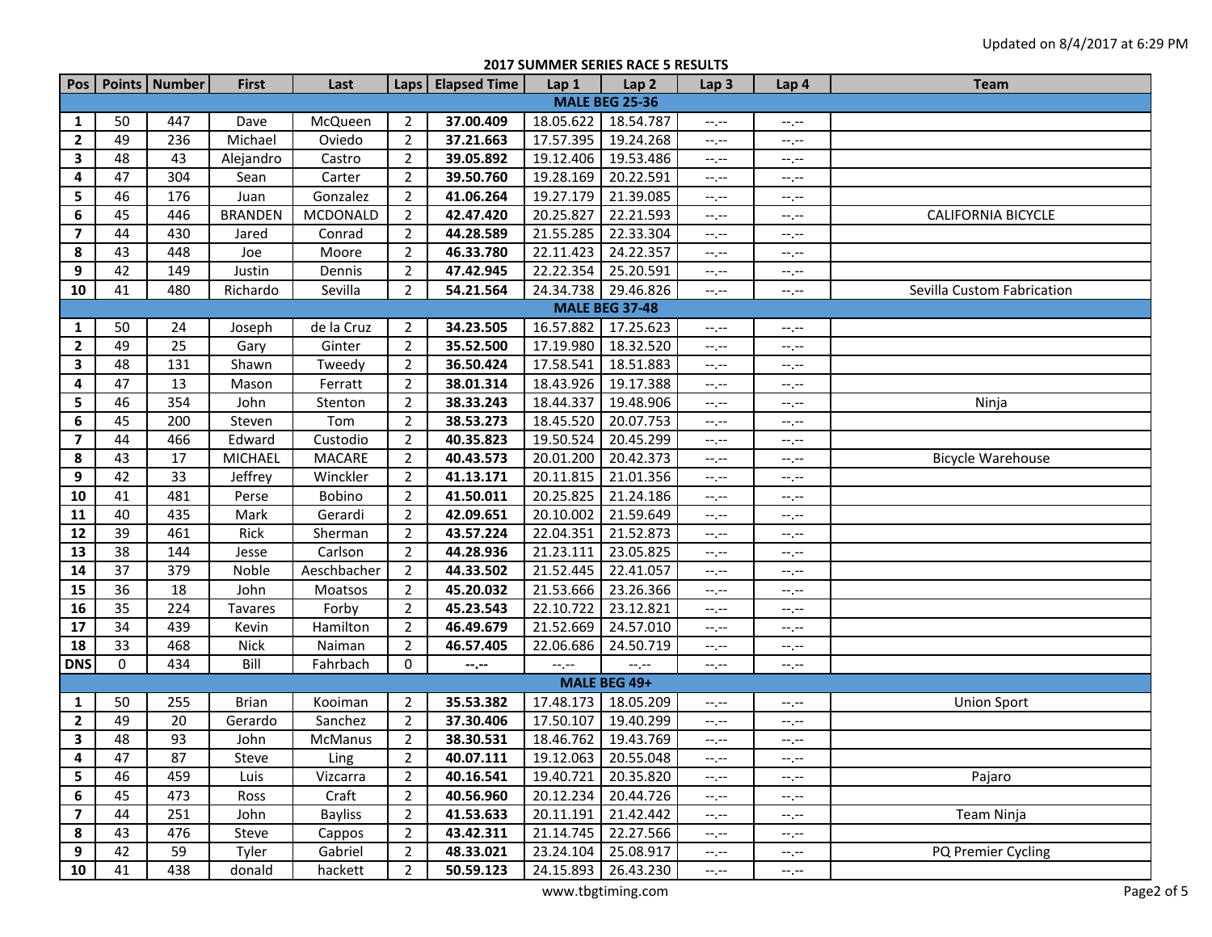Updated on 8/4/2017 at 6:29 PM

## 2017 SUMMER SERIES RACE 5 RESULTS

| Pos | Points | Number | First | Last | Laps | Elapsed Time | Lap 1 | Lap 2 | Lap 3 | Lap 4 | Team |
|---|---|---|---|---|---|---|---|---|---|---|---|
| **MALE BEG 25-36** | | | | | | | | | | | |
| **1** | 50 | 447 | Dave | McQueen | 2 | **37.00.409** | 18.05.622 | 18.54.787 | --.-- | --.-- | |
| **2** | 49 | 236 | Michael | Oviedo | 2 | **37.21.663** | 17.57.395 | 19.24.268 | --.-- | --.-- | |
| **3** | 48 | 43 | Alejandro | Castro | 2 | **39.05.892** | 19.12.406 | 19.53.486 | --.-- | --.-- | |
| **4** | 47 | 304 | Sean | Carter | 2 | **39.50.760** | 19.28.169 | 20.22.591 | --.-- | --.-- | |
| **5** | 46 | 176 | Juan | Gonzalez | 2 | **41.06.264** | 19.27.179 | 21.39.085 | --.-- | --.-- | |
| **6** | 45 | 446 | BRANDEN | MCDONALD | 2 | **42.47.420** | 20.25.827 | 22.21.593 | --.-- | --.-- | CALIFORNIA BICYCLE |
| **7** | 44 | 430 | Jared | Conrad | 2 | **44.28.589** | 21.55.285 | 22.33.304 | --.-- | --.-- | |
| **8** | 43 | 448 | Joe | Moore | 2 | **46.33.780** | 22.11.423 | 24.22.357 | --.-- | --.-- | |
| **9** | 42 | 149 | Justin | Dennis | 2 | **47.42.945** | 22.22.354 | 25.20.591 | --.-- | --.-- | |
| **10** | 41 | 480 | Richardo | Sevilla | 2 | **54.21.564** | 24.34.738 | 29.46.826 | --.-- | --.-- | Sevilla Custom Fabrication |
| **MALE BEG 37-48** | | | | | | | | | | | |
| **1** | 50 | 24 | Joseph | de la Cruz | 2 | **34.23.505** | 16.57.882 | 17.25.623 | --.-- | --.-- | |
| **2** | 49 | 25 | Gary | Ginter | 2 | **35.52.500** | 17.19.980 | 18.32.520 | --.-- | --.-- | |
| **3** | 48 | 131 | Shawn | Tweedy | 2 | **36.50.424** | 17.58.541 | 18.51.883 | --.-- | --.-- | |
| **4** | 47 | 13 | Mason | Ferratt | 2 | **38.01.314** | 18.43.926 | 19.17.388 | --.-- | --.-- | |
| **5** | 46 | 354 | John | Stenton | 2 | **38.33.243** | 18.44.337 | 19.48.906 | --.-- | --.-- | Ninja |
| **6** | 45 | 200 | Steven | Tom | 2 | **38.53.273** | 18.45.520 | 20.07.753 | --.-- | --.-- | |
| **7** | 44 | 466 | Edward | Custodio | 2 | **40.35.823** | 19.50.524 | 20.45.299 | --.-- | --.-- | |
| **8** | 43 | 17 | MICHAEL | MACARE | 2 | **40.43.573** | 20.01.200 | 20.42.373 | --.-- | --.-- | Bicycle Warehouse |
| **9** | 42 | 33 | Jeffrey | Winckler | 2 | **41.13.171** | 20.11.815 | 21.01.356 | --.-- | --.-- | |
| **10** | 41 | 481 | Perse | Bobino | 2 | **41.50.011** | 20.25.825 | 21.24.186 | --.-- | --.-- | |
| **11** | 40 | 435 | Mark | Gerardi | 2 | **42.09.651** | 20.10.002 | 21.59.649 | --.-- | --.-- | |
| **12** | 39 | 461 | Rick | Sherman | 2 | **43.57.224** | 22.04.351 | 21.52.873 | --.-- | --.-- | |
| **13** | 38 | 144 | Jesse | Carlson | 2 | **44.28.936** | 21.23.111 | 23.05.825 | --.-- | --.-- | |
| **14** | 37 | 379 | Noble | Aeschbacher | 2 | **44.33.502** | 21.52.445 | 22.41.057 | --.-- | --.-- | |
| **15** | 36 | 18 | John | Moatsos | 2 | **45.20.032** | 21.53.666 | 23.26.366 | --.-- | --.-- | |
| **16** | 35 | 224 | Tavares | Forby | 2 | **45.23.543** | 22.10.722 | 23.12.821 | --.-- | --.-- | |
| **17** | 34 | 439 | Kevin | Hamilton | 2 | **46.49.679** | 21.52.669 | 24.57.010 | --.-- | --.-- | |
| **18** | 33 | 468 | Nick | Naiman | 2 | **46.57.405** | 22.06.686 | 24.50.719 | --.-- | --.-- | |
| **DNS** | 0 | 434 | Bill | Fahrbach | 0 | **--.--** | --.-- | --.-- | --.-- | --.-- | |
| **MALE BEG 49+** | | | | | | | | | | | |
| **1** | 50 | 255 | Brian | Kooiman | 2 | **35.53.382** | 17.48.173 | 18.05.209 | --.-- | --.-- | Union Sport |
| **2** | 49 | 20 | Gerardo | Sanchez | 2 | **37.30.406** | 17.50.107 | 19.40.299 | --.-- | --.-- | |
| **3** | 48 | 93 | John | McManus | 2 | **38.30.531** | 18.46.762 | 19.43.769 | --.-- | --.-- | |
| **4** | 47 | 87 | Steve | Ling | 2 | **40.07.111** | 19.12.063 | 20.55.048 | --.-- | --.-- | |
| **5** | 46 | 459 | Luis | Vizcarra | 2 | **40.16.541** | 19.40.721 | 20.35.820 | --.-- | --.-- | Pajaro |
| **6** | 45 | 473 | Ross | Craft | 2 | **40.56.960** | 20.12.234 | 20.44.726 | --.-- | --.-- | |
| **7** | 44 | 251 | John | Bayliss | 2 | **41.53.633** | 20.11.191 | 21.42.442 | --.-- | --.-- | Team Ninja |
| **8** | 43 | 476 | Steve | Cappos | 2 | **43.42.311** | 21.14.745 | 22.27.566 | --.-- | --.-- | |
| **9** | 42 | 59 | Tyler | Gabriel | 2 | **48.33.021** | 23.24.104 | 25.08.917 | --.-- | --.-- | PQ Premier Cycling |
| **10** | 41 | 438 | donald | hackett | 2 | **50.59.123** | 24.15.893 | 26.43.230 | --.-- | --.-- | |

www.tbgtiming.com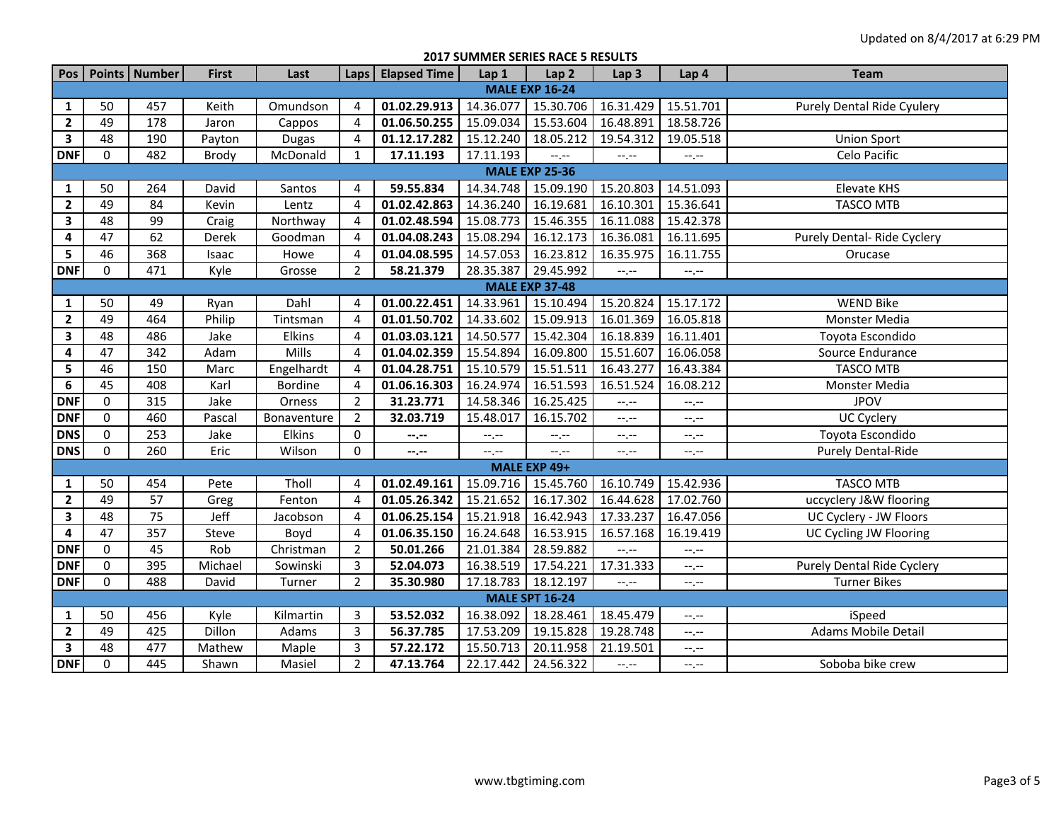Updated on 8/4/2017 at 6:29 PM

## 2017 SUMMER SERIES RACE 5 RESULTS

| Pos | Points | Number | First | Last | Laps | Elapsed Time | Lap 1 | Lap 2 | Lap 3 | Lap 4 | Team |
|---|---|---|---|---|---|---|---|---|---|---|---|
| **MALE EXP 16-24** | | | | | | | | | | | |
| **1** | 50 | 457 | Keith | Omundson | 4 | **01.02.29.913** | 14.36.077 | 15.30.706 | 16.31.429 | 15.51.701 | Purely Dental Ride Cyulery |
| **2** | 49 | 178 | Jaron | Cappos | 4 | **01.06.50.255** | 15.09.034 | 15.53.604 | 16.48.891 | 18.58.726 | |
| **3** | 48 | 190 | Payton | Dugas | 4 | **01.12.17.282** | 15.12.240 | 18.05.212 | 19.54.312 | 19.05.518 | Union Sport |
| **DNF** | 0 | 482 | Brody | McDonald | 1 | **17.11.193** | 17.11.193 | --.-- | --.-- | --.-- | Celo Pacific |
| **MALE EXP 25-36** | | | | | | | | | | | |
| **1** | 50 | 264 | David | Santos | 4 | **59.55.834** | 14.34.748 | 15.09.190 | 15.20.803 | 14.51.093 | Elevate KHS |
| **2** | 49 | 84 | Kevin | Lentz | 4 | **01.02.42.863** | 14.36.240 | 16.19.681 | 16.10.301 | 15.36.641 | TASCO MTB |
| **3** | 48 | 99 | Craig | Northway | 4 | **01.02.48.594** | 15.08.773 | 15.46.355 | 16.11.088 | 15.42.378 | |
| **4** | 47 | 62 | Derek | Goodman | 4 | **01.04.08.243** | 15.08.294 | 16.12.173 | 16.36.081 | 16.11.695 | Purely Dental- Ride Cyclery |
| **5** | 46 | 368 | Isaac | Howe | 4 | **01.04.08.595** | 14.57.053 | 16.23.812 | 16.35.975 | 16.11.755 | Orucase |
| **DNF** | 0 | 471 | Kyle | Grosse | 2 | **58.21.379** | 28.35.387 | 29.45.992 | --.-- | --.-- | |
| **MALE EXP 37-48** | | | | | | | | | | | |
| **1** | 50 | 49 | Ryan | Dahl | 4 | **01.00.22.451** | 14.33.961 | 15.10.494 | 15.20.824 | 15.17.172 | WEND Bike |
| **2** | 49 | 464 | Philip | Tintsman | 4 | **01.01.50.702** | 14.33.602 | 15.09.913 | 16.01.369 | 16.05.818 | Monster Media |
| **3** | 48 | 486 | Jake | Elkins | 4 | **01.03.03.121** | 14.50.577 | 15.42.304 | 16.18.839 | 16.11.401 | Toyota Escondido |
| **4** | 47 | 342 | Adam | Mills | 4 | **01.04.02.359** | 15.54.894 | 16.09.800 | 15.51.607 | 16.06.058 | Source Endurance |
| **5** | 46 | 150 | Marc | Engelhardt | 4 | **01.04.28.751** | 15.10.579 | 15.51.511 | 16.43.277 | 16.43.384 | TASCO MTB |
| **6** | 45 | 408 | Karl | Bordine | 4 | **01.06.16.303** | 16.24.974 | 16.51.593 | 16.51.524 | 16.08.212 | Monster Media |
| **DNF** | 0 | 315 | Jake | Orness | 2 | **31.23.771** | 14.58.346 | 16.25.425 | --.-- | --.-- | JPOV |
| **DNF** | 0 | 460 | Pascal | Bonaventure | 2 | **32.03.719** | 15.48.017 | 16.15.702 | --.-- | --.-- | UC Cyclery |
| **DNS** | 0 | 253 | Jake | Elkins | 0 | **--.--** | --.-- | --.-- | --.-- | --.-- | Toyota Escondido |
| **DNS** | 0 | 260 | Eric | Wilson | 0 | **--.--** | --.-- | --.-- | --.-- | --.-- | Purely Dental-Ride |
| **MALE EXP 49+** | | | | | | | | | | | |
| **1** | 50 | 454 | Pete | Tholl | 4 | **01.02.49.161** | 15.09.716 | 15.45.760 | 16.10.749 | 15.42.936 | TASCO MTB |
| **2** | 49 | 57 | Greg | Fenton | 4 | **01.05.26.342** | 15.21.652 | 16.17.302 | 16.44.628 | 17.02.760 | uccyclery J&W flooring |
| **3** | 48 | 75 | Jeff | Jacobson | 4 | **01.06.25.154** | 15.21.918 | 16.42.943 | 17.33.237 | 16.47.056 | UC Cyclery - JW Floors |
| **4** | 47 | 357 | Steve | Boyd | 4 | **01.06.35.150** | 16.24.648 | 16.53.915 | 16.57.168 | 16.19.419 | UC Cycling JW Flooring |
| **DNF** | 0 | 45 | Rob | Christman | 2 | **50.01.266** | 21.01.384 | 28.59.882 | --.-- | --.-- | |
| **DNF** | 0 | 395 | Michael | Sowinski | 3 | **52.04.073** | 16.38.519 | 17.54.221 | 17.31.333 | --.-- | Purely Dental Ride Cyclery |
| **DNF** | 0 | 488 | David | Turner | 2 | **35.30.980** | 17.18.783 | 18.12.197 | --.-- | --.-- | Turner Bikes |
| **MALE SPT 16-24** | | | | | | | | | | | |
| **1** | 50 | 456 | Kyle | Kilmartin | 3 | **53.52.032** | 16.38.092 | 18.28.461 | 18.45.479 | --.-- | iSpeed |
| **2** | 49 | 425 | Dillon | Adams | 3 | **56.37.785** | 17.53.209 | 19.15.828 | 19.28.748 | --.-- | Adams Mobile Detail |
| **3** | 48 | 477 | Mathew | Maple | 3 | **57.22.172** | 15.50.713 | 20.11.958 | 21.19.501 | --.-- | |
| **DNF** | 0 | 445 | Shawn | Masiel | 2 | **47.13.764** | 22.17.442 | 24.56.322 | --.-- | --.-- | Soboba bike crew |

www.tbgtiming.com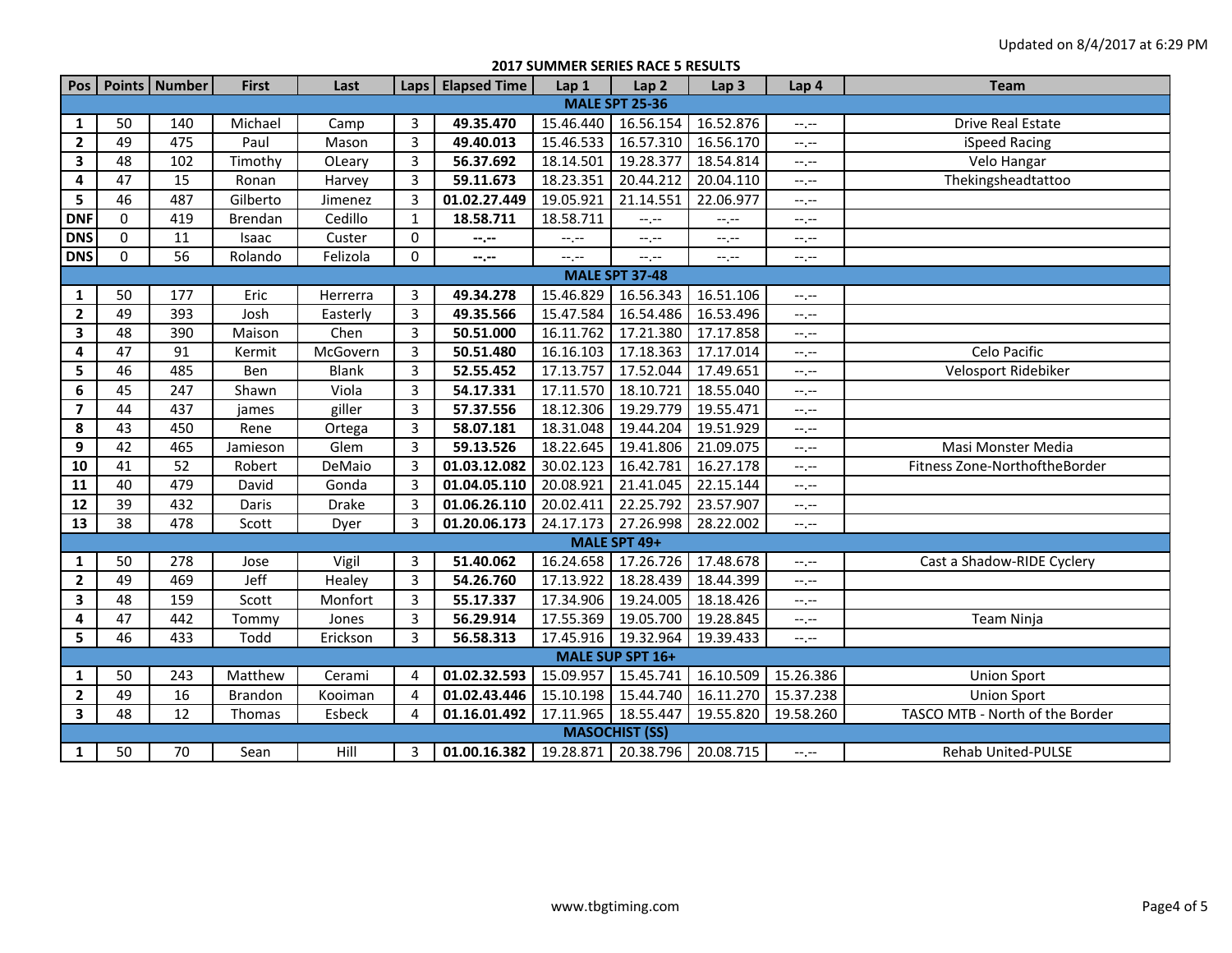Updated on 8/4/2017 at 6:29 PM

## 2017 SUMMER SERIES RACE 5 RESULTS

| Pos | Points | Number | First | Last | Laps | Elapsed Time | Lap 1 | Lap 2 | Lap 3 | Lap 4 | Team |
|---|---|---|---|---|---|---|---|---|---|---|---|
| **MALE SPT 25-36** | | | | | | | | | | | |
| **1** | 50 | 140 | Michael | Camp | 3 | **49.35.470** | 15.46.440 | 16.56.154 | 16.52.876 | --.-- | Drive Real Estate |
| **2** | 49 | 475 | Paul | Mason | 3 | **49.40.013** | 15.46.533 | 16.57.310 | 16.56.170 | --.-- | iSpeed Racing |
| **3** | 48 | 102 | Timothy | OLeary | 3 | **56.37.692** | 18.14.501 | 19.28.377 | 18.54.814 | --.-- | Velo Hangar |
| **4** | 47 | 15 | Ronan | Harvey | 3 | **59.11.673** | 18.23.351 | 20.44.212 | 20.04.110 | --.-- | Thekingsheadtattoo |
| **5** | 46 | 487 | Gilberto | Jimenez | 3 | **01.02.27.449** | 19.05.921 | 21.14.551 | 22.06.977 | --.-- | |
| **DNF** | 0 | 419 | Brendan | Cedillo | 1 | **18.58.711** | 18.58.711 | --.-- | --.-- | --.-- | |
| **DNS** | 0 | 11 | Isaac | Custer | 0 | **--.--** | --.-- | --.-- | --.-- | --.-- | |
| **DNS** | 0 | 56 | Rolando | Felizola | 0 | **--.--** | --.-- | --.-- | --.-- | --.-- | |
| **MALE SPT 37-48** | | | | | | | | | | | |
| **1** | 50 | 177 | Eric | Herrerra | 3 | **49.34.278** | 15.46.829 | 16.56.343 | 16.51.106 | --.-- | |
| **2** | 49 | 393 | Josh | Easterly | 3 | **49.35.566** | 15.47.584 | 16.54.486 | 16.53.496 | --.-- | |
| **3** | 48 | 390 | Maison | Chen | 3 | **50.51.000** | 16.11.762 | 17.21.380 | 17.17.858 | --.-- | |
| **4** | 47 | 91 | Kermit | McGovern | 3 | **50.51.480** | 16.16.103 | 17.18.363 | 17.17.014 | --.-- | Celo Pacific |
| **5** | 46 | 485 | Ben | Blank | 3 | **52.55.452** | 17.13.757 | 17.52.044 | 17.49.651 | --.-- | Velosport Ridebiker |
| **6** | 45 | 247 | Shawn | Viola | 3 | **54.17.331** | 17.11.570 | 18.10.721 | 18.55.040 | --.-- | |
| **7** | 44 | 437 | james | giller | 3 | **57.37.556** | 18.12.306 | 19.29.779 | 19.55.471 | --.-- | |
| **8** | 43 | 450 | Rene | Ortega | 3 | **58.07.181** | 18.31.048 | 19.44.204 | 19.51.929 | --.-- | |
| **9** | 42 | 465 | Jamieson | Glem | 3 | **59.13.526** | 18.22.645 | 19.41.806 | 21.09.075 | --.-- | Masi Monster Media |
| **10** | 41 | 52 | Robert | DeMaio | 3 | **01.03.12.082** | 30.02.123 | 16.42.781 | 16.27.178 | --.-- | Fitness Zone-NorthoftheBorder |
| **11** | 40 | 479 | David | Gonda | 3 | **01.04.05.110** | 20.08.921 | 21.41.045 | 22.15.144 | --.-- | |
| **12** | 39 | 432 | Daris | Drake | 3 | **01.06.26.110** | 20.02.411 | 22.25.792 | 23.57.907 | --.-- | |
| **13** | 38 | 478 | Scott | Dyer | 3 | **01.20.06.173** | 24.17.173 | 27.26.998 | 28.22.002 | --.-- | |
| **MALE SPT 49+** | | | | | | | | | | | |
| **1** | 50 | 278 | Jose | Vigil | 3 | **51.40.062** | 16.24.658 | 17.26.726 | 17.48.678 | --.-- | Cast a Shadow-RIDE Cyclery |
| **2** | 49 | 469 | Jeff | Healey | 3 | **54.26.760** | 17.13.922 | 18.28.439 | 18.44.399 | --.-- | |
| **3** | 48 | 159 | Scott | Monfort | 3 | **55.17.337** | 17.34.906 | 19.24.005 | 18.18.426 | --.-- | |
| **4** | 47 | 442 | Tommy | Jones | 3 | **56.29.914** | 17.55.369 | 19.05.700 | 19.28.845 | --.-- | Team Ninja |
| **5** | 46 | 433 | Todd | Erickson | 3 | **56.58.313** | 17.45.916 | 19.32.964 | 19.39.433 | --.-- | |
| **MALE SUP SPT 16+** | | | | | | | | | | | |
| **1** | 50 | 243 | Matthew | Cerami | 4 | **01.02.32.593** | 15.09.957 | 15.45.741 | 16.10.509 | 15.26.386 | Union Sport |
| **2** | 49 | 16 | Brandon | Kooiman | 4 | **01.02.43.446** | 15.10.198 | 15.44.740 | 16.11.270 | 15.37.238 | Union Sport |
| **3** | 48 | 12 | Thomas | Esbeck | 4 | **01.16.01.492** | 17.11.965 | 18.55.447 | 19.55.820 | 19.58.260 | TASCO MTB - North of the Border |
| **MASOCHIST (SS)** | | | | | | | | | | | |
| **1** | 50 | 70 | Sean | Hill | 3 | **01.00.16.382** | 19.28.871 | 20.38.796 | 20.08.715 | --.-- | Rehab United-PULSE |

www.tbgtiming.com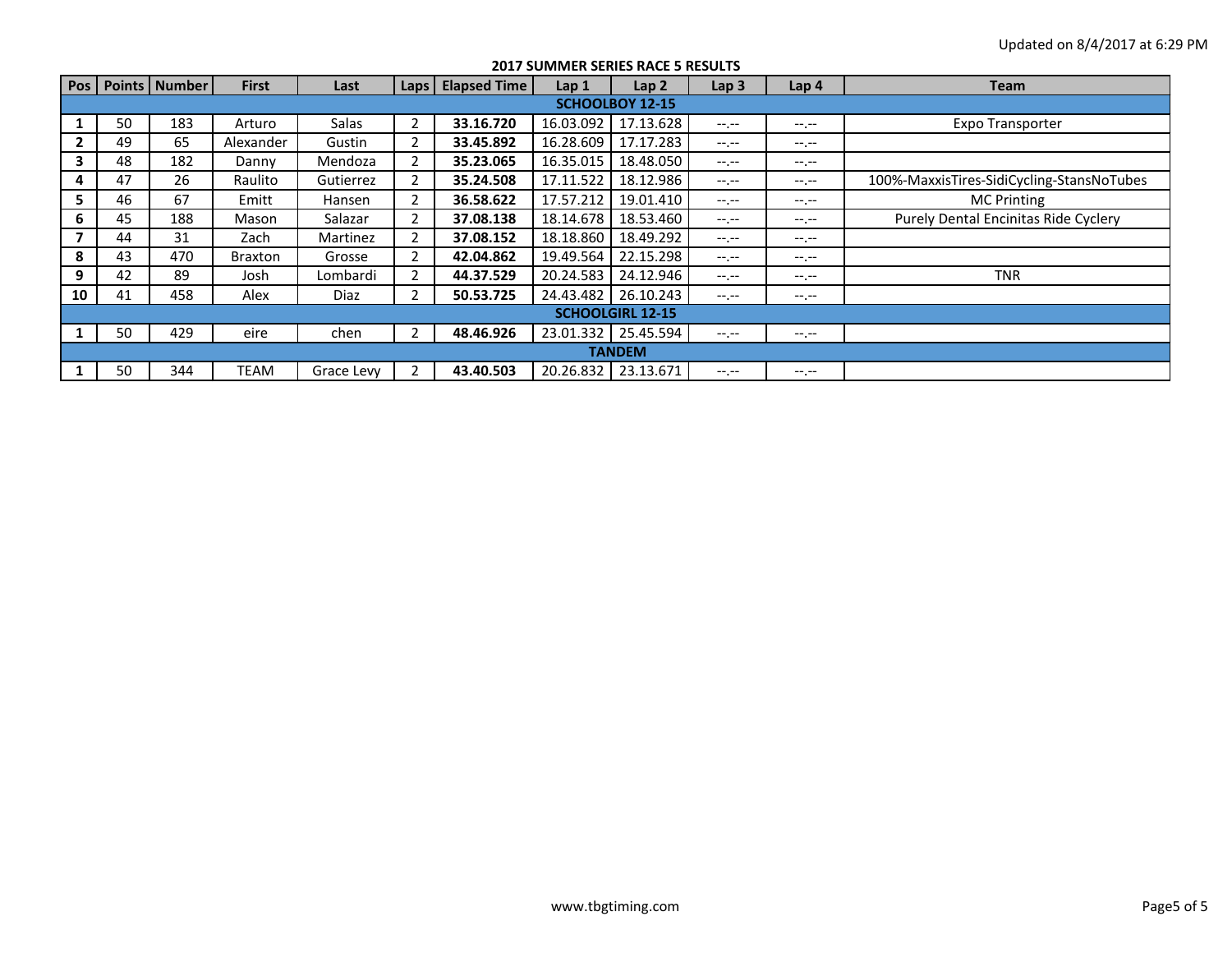Updated on 8/4/2017 at 6:29 PM

**2017 SUMMER SERIES RACE 5 RESULTS**

| Pos | Points | Number | First | Last | Laps | Elapsed Time | Lap 1 | Lap 2 | Lap 3 | Lap 4 | Team |
|---|---|---|---|---|---|---|---|---|---|---|---|
| **SCHOOLBOY 12-15** | | | | | | | | | | | |
| **1** | 50 | 183 | Arturo | Salas | 2 | **33.16.720** | 16.03.092 | 17.13.628 | --.-- | --.-- | Expo Transporter |
| **2** | 49 | 65 | Alexander | Gustin | 2 | **33.45.892** | 16.28.609 | 17.17.283 | --.-- | --.-- | |
| **3** | 48 | 182 | Danny | Mendoza | 2 | **35.23.065** | 16.35.015 | 18.48.050 | --.-- | --.-- | |
| **4** | 47 | 26 | Raulito | Gutierrez | 2 | **35.24.508** | 17.11.522 | 18.12.986 | --.-- | --.-- | 100%-MaxxisTires-SidiCycling-StansNoTubes |
| **5** | 46 | 67 | Emitt | Hansen | 2 | **36.58.622** | 17.57.212 | 19.01.410 | --.-- | --.-- | MC Printing |
| **6** | 45 | 188 | Mason | Salazar | 2 | **37.08.138** | 18.14.678 | 18.53.460 | --.-- | --.-- | Purely Dental Encinitas Ride Cyclery |
| **7** | 44 | 31 | Zach | Martinez | 2 | **37.08.152** | 18.18.860 | 18.49.292 | --.-- | --.-- | |
| **8** | 43 | 470 | Braxton | Grosse | 2 | **42.04.862** | 19.49.564 | 22.15.298 | --.-- | --.-- | |
| **9** | 42 | 89 | Josh | Lombardi | 2 | **44.37.529** | 20.24.583 | 24.12.946 | --.-- | --.-- | TNR |
| **10** | 41 | 458 | Alex | Diaz | 2 | **50.53.725** | 24.43.482 | 26.10.243 | --.-- | --.-- | |
| **SCHOOLGIRL 12-15** | | | | | | | | | | | |
| **1** | 50 | 429 | eire | chen | 2 | **48.46.926** | 23.01.332 | 25.45.594 | --.-- | --.-- | |
| **TANDEM** | | | | | | | | | | | |
| **1** | 50 | 344 | TEAM | Grace Levy | 2 | **43.40.503** | 20.26.832 | 23.13.671 | --.-- | --.-- | |

www.tbgtiming.com